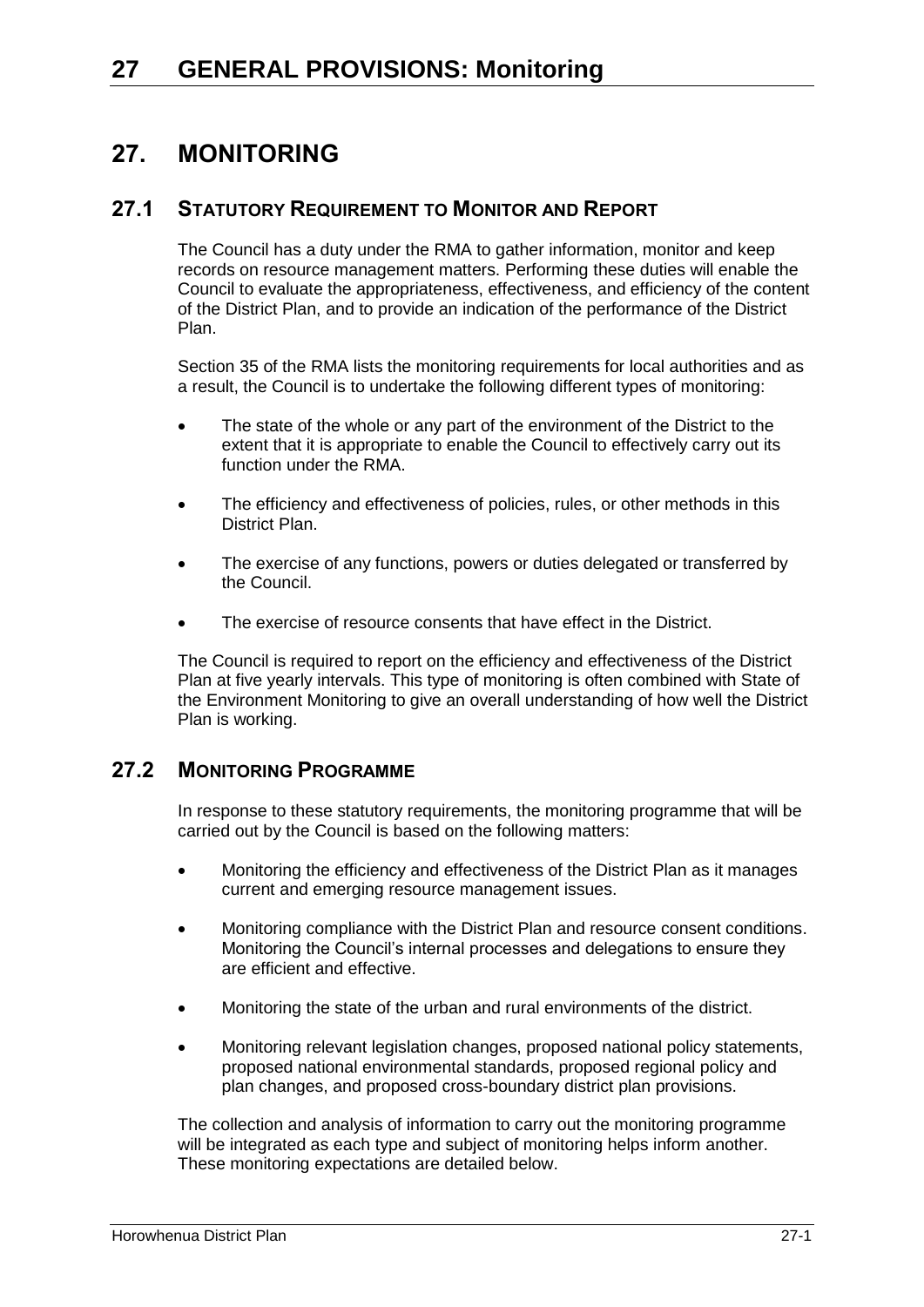# 27. MONITORING

## 27.1 STATUTORY REQUIREMENT TO MONITOR AND REPORT

The Council has a duty under the RMA to gather information, monitor and keep records on resource management matters. Performing these duties will enable the Council to evaluate the appropriateness, effectiveness, and efficiency of the content of the District Plan, and to provide an indication of the performance of the District Plan.

Section 35 of the RMA lists the monitoring requirements for local authorities and as a result, the Council is to undertake the following different types of monitoring:

- The state of the whole or any part of the environment of the District to the extent that it is appropriate to enable the Council to effectively carry out its function under the RMA.
- The efficiency and effectiveness of policies, rules, or other methods in this District Plan.
- The exercise of any functions, powers or duties delegated or transferred by the Council.
- The exercise of resource consents that have effect in the District.

The Council is required to report on the efficiency and effectiveness of the District Plan at five yearly intervals. This type of monitoring is often combined with State of the Environment Monitoring to give an overall understanding of how well the District Plan is working.

## 27.2 MONITORING PROGRAMME

In response to these statutory requirements, the monitoring programme that will be carried out by the Council is based on the following matters:

- Monitoring the efficiency and effectiveness of the District Plan as it manages current and emerging resource management issues.
- Monitoring compliance with the District Plan and resource consent conditions. Monitoring the Council's internal processes and delegations to ensure they are efficient and effective.
- Monitoring the state of the urban and rural environments of the district.
- Monitoring relevant legislation changes, proposed national policy statements, proposed national environmental standards, proposed regional policy and plan changes, and proposed cross-boundary district plan provisions.

The collection and analysis of information to carry out the monitoring programme will be integrated as each type and subject of monitoring helps inform another. These monitoring expectations are detailed below.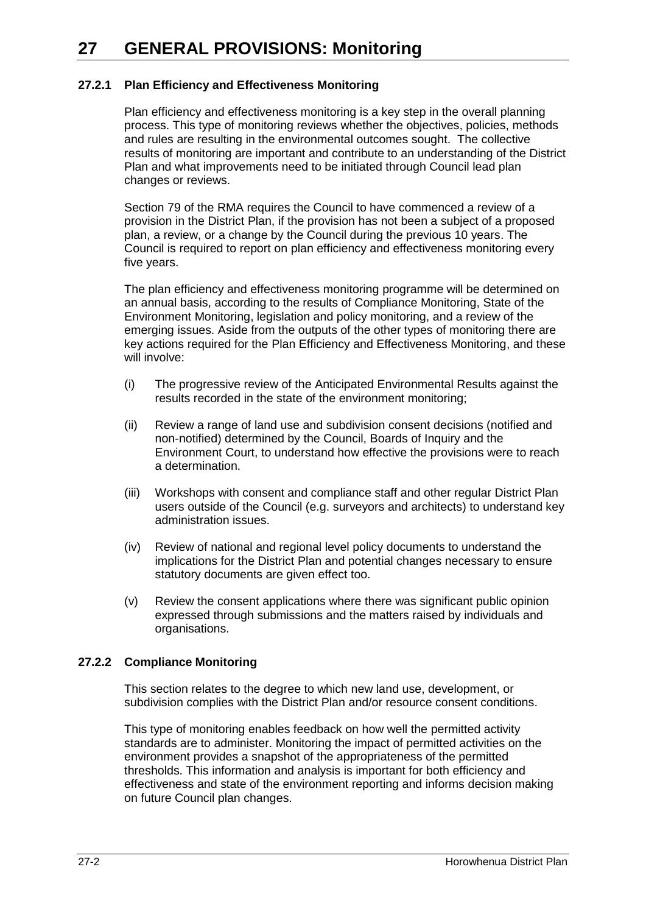# 27 GENERAL PROVISIONS: Monitoring

### 27.2.1 Plan Efficiency and Effectiveness Monitoring

Plan efficiency and effectiveness monitoring is a key step in the overall planning process. This type of monitoring reviews whether the objectives, policies, methods and rules are resulting in the environmental outcomes sought. The collective results of monitoring are important and contribute to an understanding of the District Plan and what improvements need to be initiated through Council lead plan changes or reviews.

Section 79 of the RMA requires the Council to have commenced a review of a provision in the District Plan, if the provision has not been a subject of a proposed plan, a review, or a change by the Council during the previous 10 years. The Council is required to report on plan efficiency and effectiveness monitoring every five years.

The plan efficiency and effectiveness monitoring programme will be determined on an annual basis, according to the results of Compliance Monitoring, State of the Environment Monitoring, legislation and policy monitoring, and a review of the emerging issues. Aside from the outputs of the other types of monitoring there are key actions required for the Plan Efficiency and Effectiveness Monitoring, and these will involve:

(i) The progressive review of the Anticipated Environmental Results against the results recorded in the state of the environment monitoring;

(ii) Review a range of land use and subdivision consent decisions (notified and non-notified) determined by the Council, Boards of Inquiry and the Environment Court, to understand how effective the provisions were to reach a determination.

(iii) Workshops with consent and compliance staff and other regular District Plan users outside of the Council (e.g. surveyors and architects) to understand key administration issues.

(iv) Review of national and regional level policy documents to understand the implications for the District Plan and potential changes necessary to ensure statutory documents are given effect too.

(v) Review the consent applications where there was significant public opinion expressed through submissions and the matters raised by individuals and organisations.

### 27.2.2 Compliance Monitoring

This section relates to the degree to which new land use, development, or subdivision complies with the District Plan and/or resource consent conditions.

This type of monitoring enables feedback on how well the permitted activity standards are to administer. Monitoring the impact of permitted activities on the environment provides a snapshot of the appropriateness of the permitted thresholds. This information and analysis is important for both efficiency and effectiveness and state of the environment reporting and informs decision making on future Council plan changes.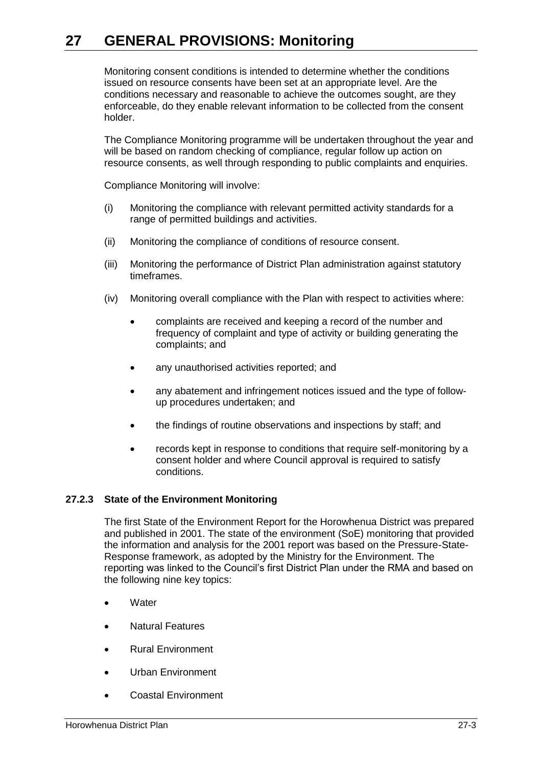# 27 GENERAL PROVISIONS: Monitoring

Monitoring consent conditions is intended to determine whether the conditions issued on resource consents have been set at an appropriate level. Are the conditions necessary and reasonable to achieve the outcomes sought, are they enforceable, do they enable relevant information to be collected from the consent holder.

The Compliance Monitoring programme will be undertaken throughout the year and will be based on random checking of compliance, regular follow up action on resource consents, as well through responding to public complaints and enquiries.

Compliance Monitoring will involve:

(i) Monitoring the compliance with relevant permitted activity standards for a range of permitted buildings and activities.

(ii) Monitoring the compliance of conditions of resource consent.

(iii) Monitoring the performance of District Plan administration against statutory timeframes.

(iv) Monitoring overall compliance with the Plan with respect to activities where:

- complaints are received and keeping a record of the number and frequency of complaint and type of activity or building generating the complaints; and
- any unauthorised activities reported; and
- any abatement and infringement notices issued and the type of follow-up procedures undertaken; and
- the findings of routine observations and inspections by staff; and
- records kept in response to conditions that require self-monitoring by a consent holder and where Council approval is required to satisfy conditions.

### 27.2.3 State of the Environment Monitoring

The first State of the Environment Report for the Horowhenua District was prepared and published in 2001. The state of the environment (SoE) monitoring that provided the information and analysis for the 2001 report was based on the Pressure-State-Response framework, as adopted by the Ministry for the Environment. The reporting was linked to the Council's first District Plan under the RMA and based on the following nine key topics:

- Water
- Natural Features
- Rural Environment
- Urban Environment
- Coastal Environment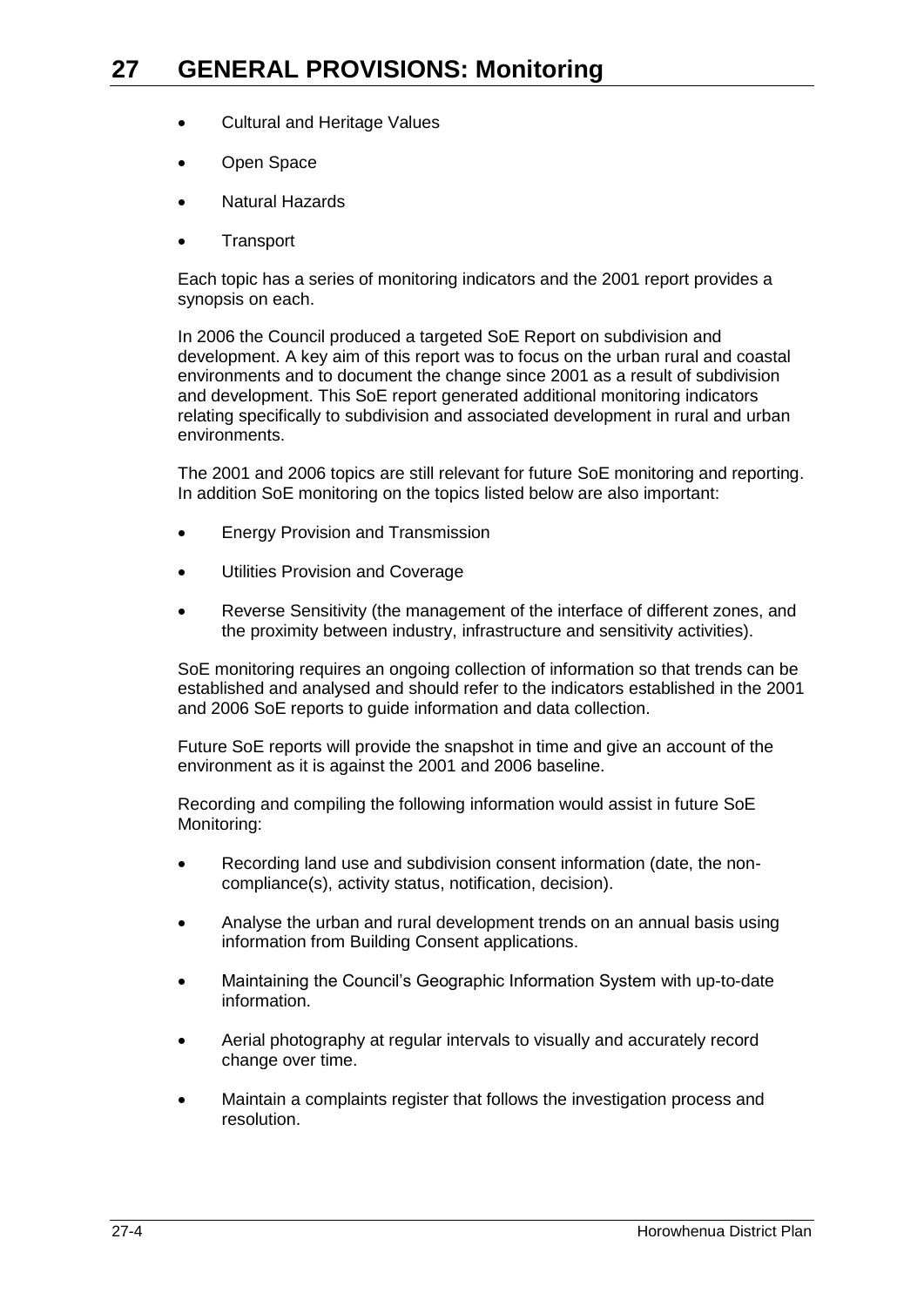- Cultural and Heritage Values
- Open Space
- Natural Hazards
- Transport

Each topic has a series of monitoring indicators and the 2001 report provides a synopsis on each.

In 2006 the Council produced a targeted SoE Report on subdivision and development. A key aim of this report was to focus on the urban rural and coastal environments and to document the change since 2001 as a result of subdivision and development. This SoE report generated additional monitoring indicators relating specifically to subdivision and associated development in rural and urban environments.

The 2001 and 2006 topics are still relevant for future SoE monitoring and reporting. In addition SoE monitoring on the topics listed below are also important:

- Energy Provision and Transmission
- Utilities Provision and Coverage
- Reverse Sensitivity (the management of the interface of different zones, and the proximity between industry, infrastructure and sensitivity activities).

SoE monitoring requires an ongoing collection of information so that trends can be established and analysed and should refer to the indicators established in the 2001 and 2006 SoE reports to guide information and data collection.

Future SoE reports will provide the snapshot in time and give an account of the environment as it is against the 2001 and 2006 baseline.

Recording and compiling the following information would assist in future SoE Monitoring:

- Recording land use and subdivision consent information (date, the non-compliance(s), activity status, notification, decision).
- Analyse the urban and rural development trends on an annual basis using information from Building Consent applications.
- Maintaining the Council's Geographic Information System with up-to-date information.
- Aerial photography at regular intervals to visually and accurately record change over time.
- Maintain a complaints register that follows the investigation process and resolution.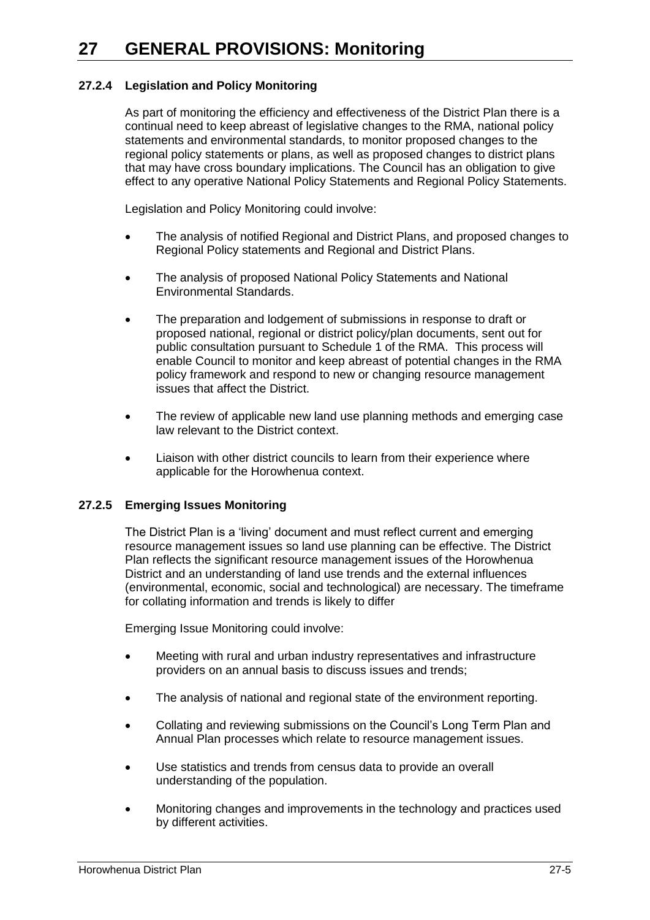# 27 GENERAL PROVISIONS: Monitoring

### 27.2.4 Legislation and Policy Monitoring

As part of monitoring the efficiency and effectiveness of the District Plan there is a continual need to keep abreast of legislative changes to the RMA, national policy statements and environmental standards, to monitor proposed changes to the regional policy statements or plans, as well as proposed changes to district plans that may have cross boundary implications. The Council has an obligation to give effect to any operative National Policy Statements and Regional Policy Statements.

Legislation and Policy Monitoring could involve:

- The analysis of notified Regional and District Plans, and proposed changes to Regional Policy statements and Regional and District Plans.
- The analysis of proposed National Policy Statements and National Environmental Standards.
- The preparation and lodgement of submissions in response to draft or proposed national, regional or district policy/plan documents, sent out for public consultation pursuant to Schedule 1 of the RMA. This process will enable Council to monitor and keep abreast of potential changes in the RMA policy framework and respond to new or changing resource management issues that affect the District.
- The review of applicable new land use planning methods and emerging case law relevant to the District context.
- Liaison with other district councils to learn from their experience where applicable for the Horowhenua context.

### 27.2.5 Emerging Issues Monitoring

The District Plan is a 'living' document and must reflect current and emerging resource management issues so land use planning can be effective. The District Plan reflects the significant resource management issues of the Horowhenua District and an understanding of land use trends and the external influences (environmental, economic, social and technological) are necessary. The timeframe for collating information and trends is likely to differ

Emerging Issue Monitoring could involve:

- Meeting with rural and urban industry representatives and infrastructure providers on an annual basis to discuss issues and trends;
- The analysis of national and regional state of the environment reporting.
- Collating and reviewing submissions on the Council's Long Term Plan and Annual Plan processes which relate to resource management issues.
- Use statistics and trends from census data to provide an overall understanding of the population.
- Monitoring changes and improvements in the technology and practices used by different activities.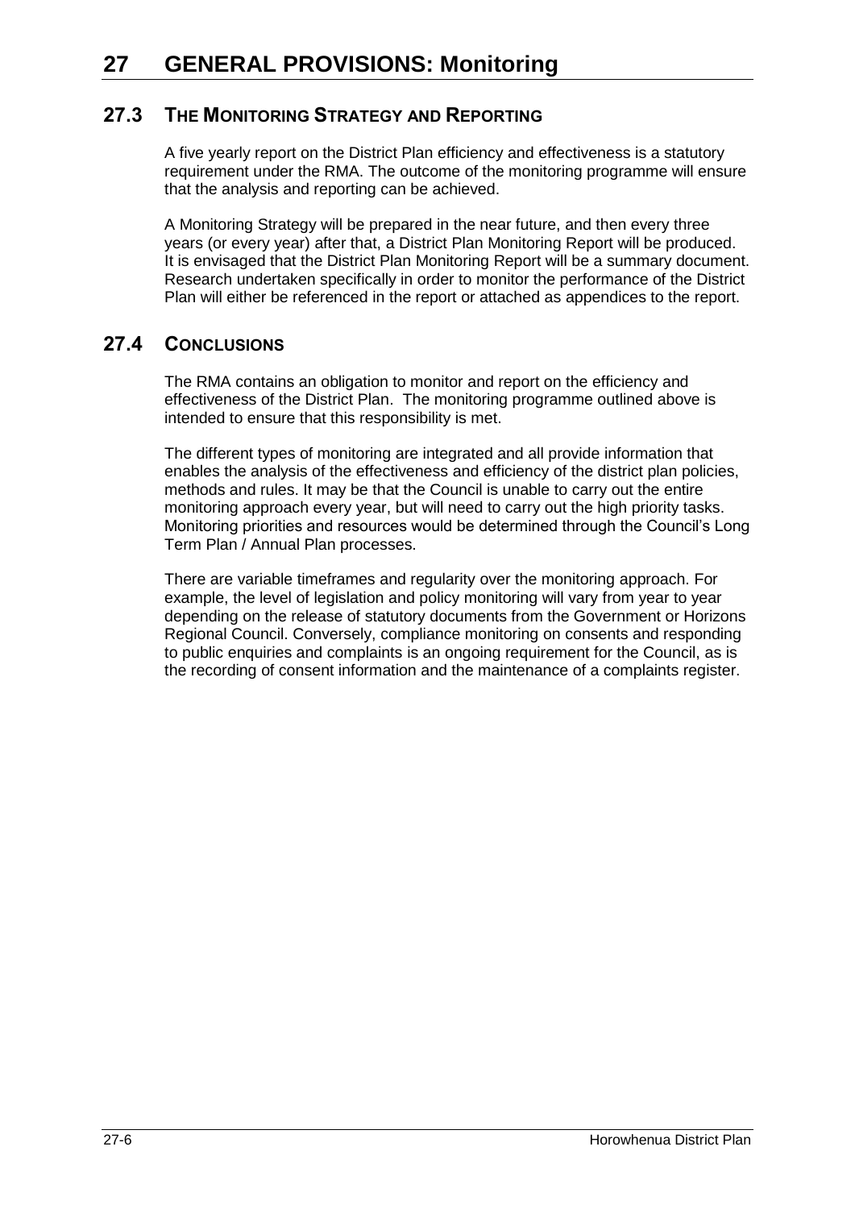# 27 GENERAL PROVISIONS: Monitoring

## 27.3 THE MONITORING STRATEGY AND REPORTING

A five yearly report on the District Plan efficiency and effectiveness is a statutory requirement under the RMA. The outcome of the monitoring programme will ensure that the analysis and reporting can be achieved.

A Monitoring Strategy will be prepared in the near future, and then every three years (or every year) after that, a District Plan Monitoring Report will be produced. It is envisaged that the District Plan Monitoring Report will be a summary document. Research undertaken specifically in order to monitor the performance of the District Plan will either be referenced in the report or attached as appendices to the report.

## 27.4 CONCLUSIONS

The RMA contains an obligation to monitor and report on the efficiency and effectiveness of the District Plan. The monitoring programme outlined above is intended to ensure that this responsibility is met.

The different types of monitoring are integrated and all provide information that enables the analysis of the effectiveness and efficiency of the district plan policies, methods and rules. It may be that the Council is unable to carry out the entire monitoring approach every year, but will need to carry out the high priority tasks. Monitoring priorities and resources would be determined through the Council's Long Term Plan / Annual Plan processes.

There are variable timeframes and regularity over the monitoring approach. For example, the level of legislation and policy monitoring will vary from year to year depending on the release of statutory documents from the Government or Horizons Regional Council. Conversely, compliance monitoring on consents and responding to public enquiries and complaints is an ongoing requirement for the Council, as is the recording of consent information and the maintenance of a complaints register.